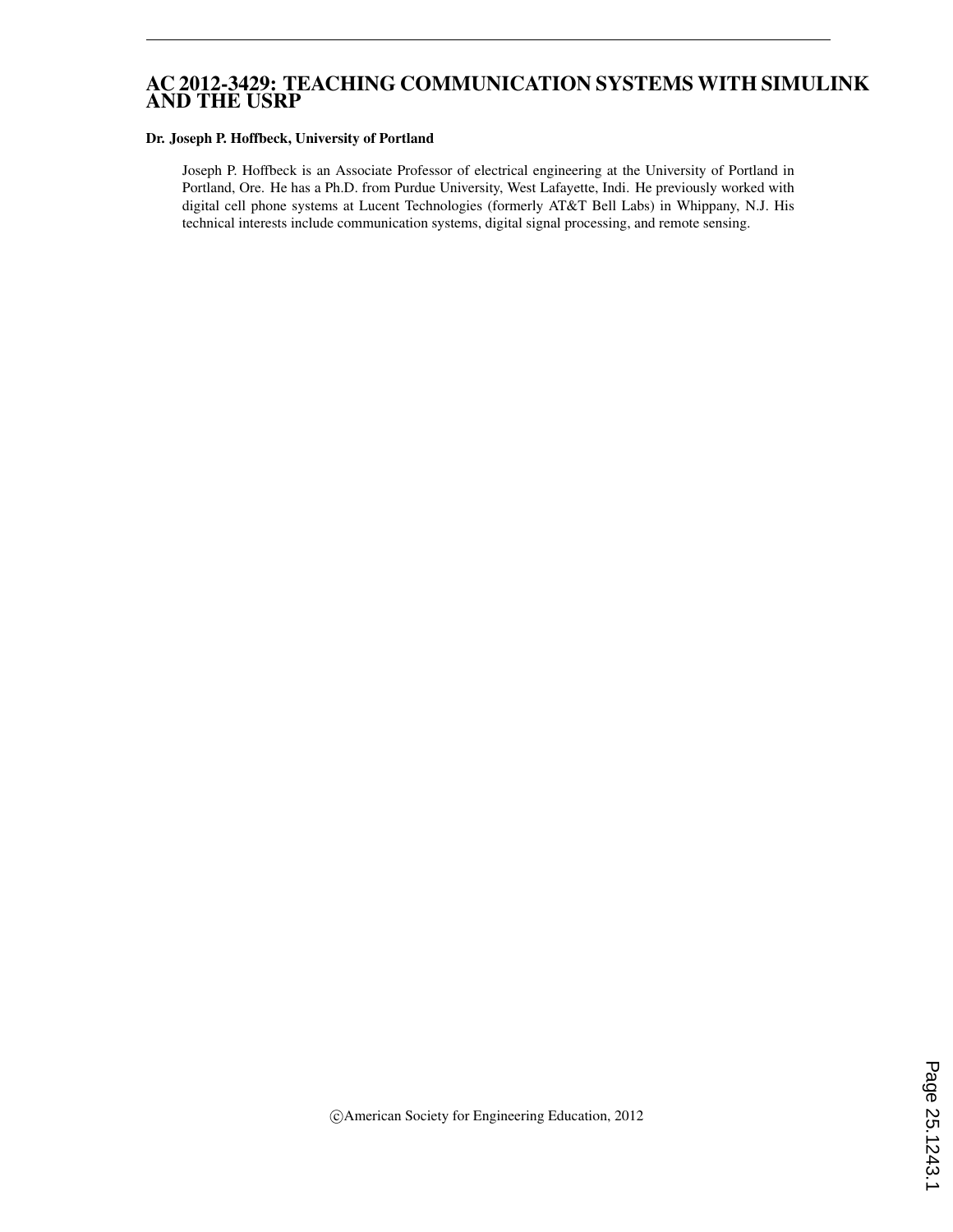# AC 2012-3429: TEACHING COMMUNICATION SYSTEMS WITH SIMULINK AND THE USRP

**Dr. Joseph P. Hoffbeck, University of Portland**

Joseph P. Hoffbeck is an Associate Professor of electrical engineering at the University of Portland in Portland, Ore. He has a Ph.D. from Purdue University, West Lafayette, Indi. He previously worked with digital cell phone systems at Lucent Technologies (formerly AT&T Bell Labs) in Whippany, N.J. His technical interests include communication systems, digital signal processing, and remote sensing.

©American Society for Engineering Education, 2012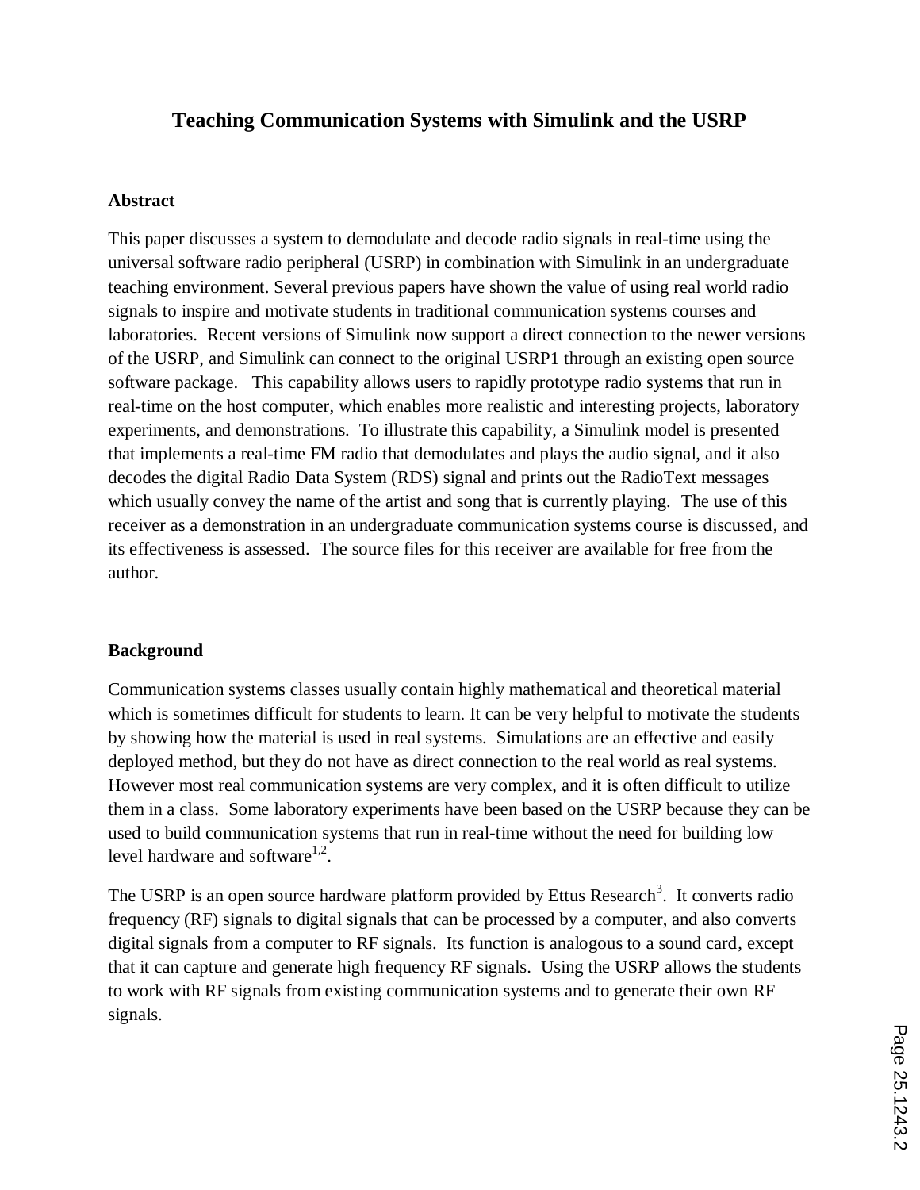# Teaching Communication Systems with Simulink and the USRP

## Abstract

This paper discusses a system to demodulate and decode radio signals in real-time using the universal software radio peripheral (USRP) in combination with Simulink in an undergraduate teaching environment. Several previous papers have shown the value of using real world radio signals to inspire and motivate students in traditional communication systems courses and laboratories. Recent versions of Simulink now support a direct connection to the newer versions of the USRP, and Simulink can connect to the original USRP1 through an existing open source software package. This capability allows users to rapidly prototype radio systems that run in real-time on the host computer, which enables more realistic and interesting projects, laboratory experiments, and demonstrations. To illustrate this capability, a Simulink model is presented that implements a real-time FM radio that demodulates and plays the audio signal, and it also decodes the digital Radio Data System (RDS) signal and prints out the RadioText messages which usually convey the name of the artist and song that is currently playing. The use of this receiver as a demonstration in an undergraduate communication systems course is discussed, and its effectiveness is assessed. The source files for this receiver are available for free from the author.

## Background

Communication systems classes usually contain highly mathematical and theoretical material which is sometimes difficult for students to learn. It can be very helpful to motivate the students by showing how the material is used in real systems. Simulations are an effective and easily deployed method, but they do not have as direct connection to the real world as real systems. However most real communication systems are very complex, and it is often difficult to utilize them in a class. Some laboratory experiments have been based on the USRP because they can be used to build communication systems that run in real-time without the need for building low level hardware and software[1,2].

The USRP is an open source hardware platform provided by Ettus Research[3]. It converts radio frequency (RF) signals to digital signals that can be processed by a computer, and also converts digital signals from a computer to RF signals. Its function is analogous to a sound card, except that it can capture and generate high frequency RF signals. Using the USRP allows the students to work with RF signals from existing communication systems and to generate their own RF signals.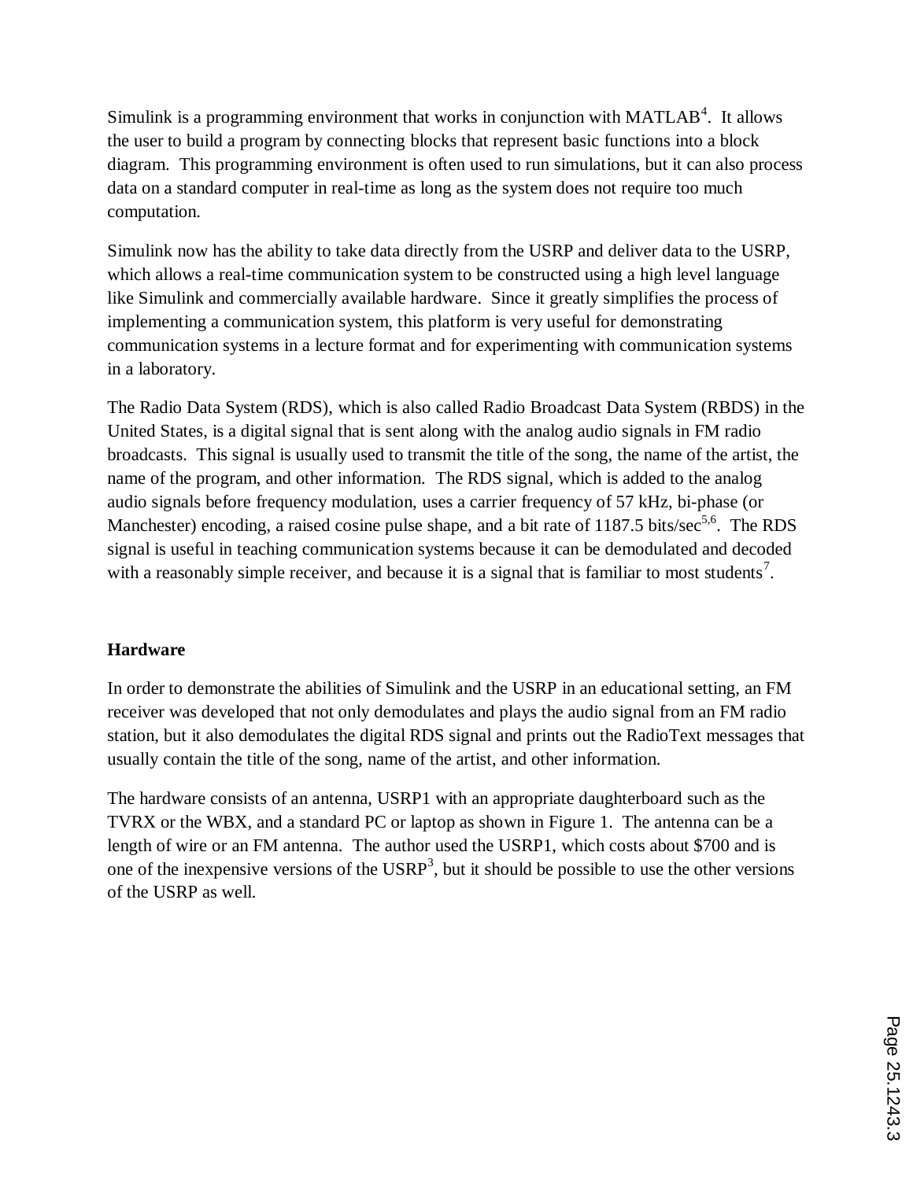Simulink is a programming environment that works in conjunction with MATLAB[4]. It allows the user to build a program by connecting blocks that represent basic functions into a block diagram. This programming environment is often used to run simulations, but it can also process data on a standard computer in real-time as long as the system does not require too much computation.

Simulink now has the ability to take data directly from the USRP and deliver data to the USRP, which allows a real-time communication system to be constructed using a high level language like Simulink and commercially available hardware. Since it greatly simplifies the process of implementing a communication system, this platform is very useful for demonstrating communication systems in a lecture format and for experimenting with communication systems in a laboratory.

The Radio Data System (RDS), which is also called Radio Broadcast Data System (RBDS) in the United States, is a digital signal that is sent along with the analog audio signals in FM radio broadcasts. This signal is usually used to transmit the title of the song, the name of the artist, the name of the program, and other information. The RDS signal, which is added to the analog audio signals before frequency modulation, uses a carrier frequency of 57 kHz, bi-phase (or Manchester) encoding, a raised cosine pulse shape, and a bit rate of 1187.5 bits/sec[5,6]. The RDS signal is useful in teaching communication systems because it can be demodulated and decoded with a reasonably simple receiver, and because it is a signal that is familiar to most students[7].

## Hardware

In order to demonstrate the abilities of Simulink and the USRP in an educational setting, an FM receiver was developed that not only demodulates and plays the audio signal from an FM radio station, but it also demodulates the digital RDS signal and prints out the RadioText messages that usually contain the title of the song, name of the artist, and other information.

The hardware consists of an antenna, USRP1 with an appropriate daughterboard such as the TVRX or the WBX, and a standard PC or laptop as shown in Figure 1. The antenna can be a length of wire or an FM antenna. The author used the USRP1, which costs about $700 and is one of the inexpensive versions of the USRP[3], but it should be possible to use the other versions of the USRP as well.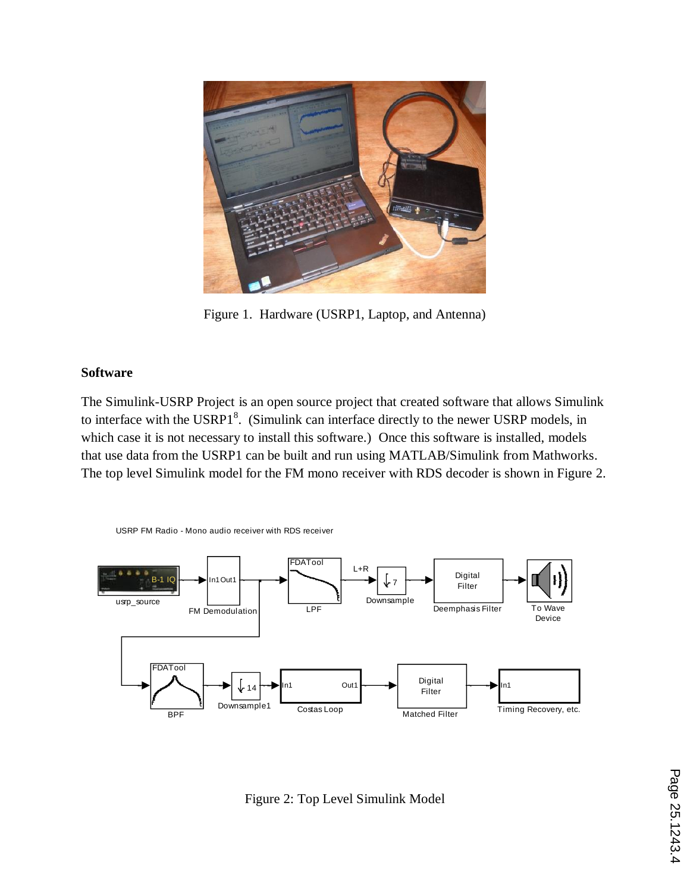Figure 1. Hardware (USRP1, Laptop, and Antenna)

## Software

The Simulink-USRP Project is an open source project that created software that allows Simulink to interface with the USRP1[8]. (Simulink can interface directly to the newer USRP models, in which case it is not necessary to install this software.) Once this software is installed, models that use data from the USRP1 can be built and run using MATLAB/Simulink from Mathworks. The top level Simulink model for the FM mono receiver with RDS decoder is shown in Figure 2.

Figure 2: Top Level Simulink Model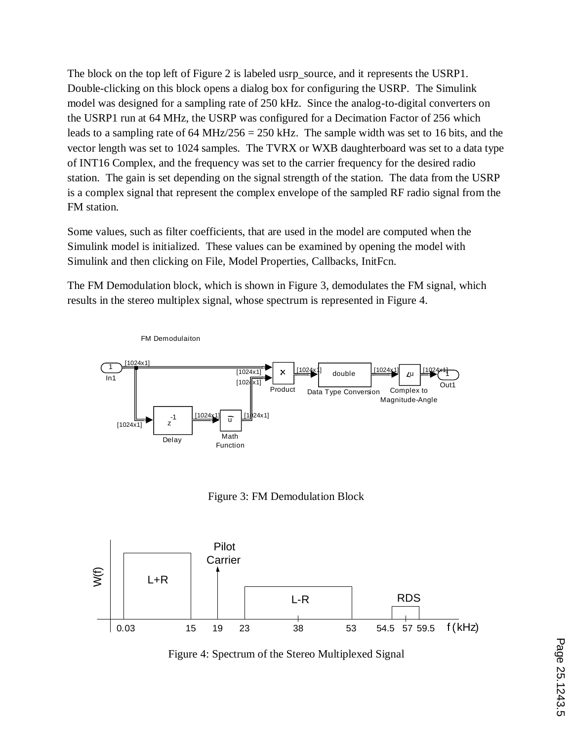The block on the top left of Figure 2 is labeled usrp_source, and it represents the USRP1. Double-clicking on this block opens a dialog box for configuring the USRP. The Simulink model was designed for a sampling rate of 250 kHz. Since the analog-to-digital converters on the USRP1 run at 64 MHz, the USRP was configured for a Decimation Factor of 256 which leads to a sampling rate of 64 MHz/256 = 250 kHz. The sample width was set to 16 bits, and the vector length was set to 1024 samples. The TVRX or WXB daughterboard was set to a data type of INT16 Complex, and the frequency was set to the carrier frequency for the desired radio station. The gain is set depending on the signal strength of the station. The data from the USRP is a complex signal that represent the complex envelope of the sampled RF radio signal from the FM station.

Some values, such as filter coefficients, that are used in the model are computed when the Simulink model is initialized. These values can be examined by opening the model with Simulink and then clicking on File, Model Properties, Callbacks, InitFcn.

The FM Demodulation block, which is shown in Figure 3, demodulates the FM signal, which results in the stereo multiplex signal, whose spectrum is represented in Figure 4.

Figure 3: FM Demodulation Block

Figure 4: Spectrum of the Stereo Multiplexed Signal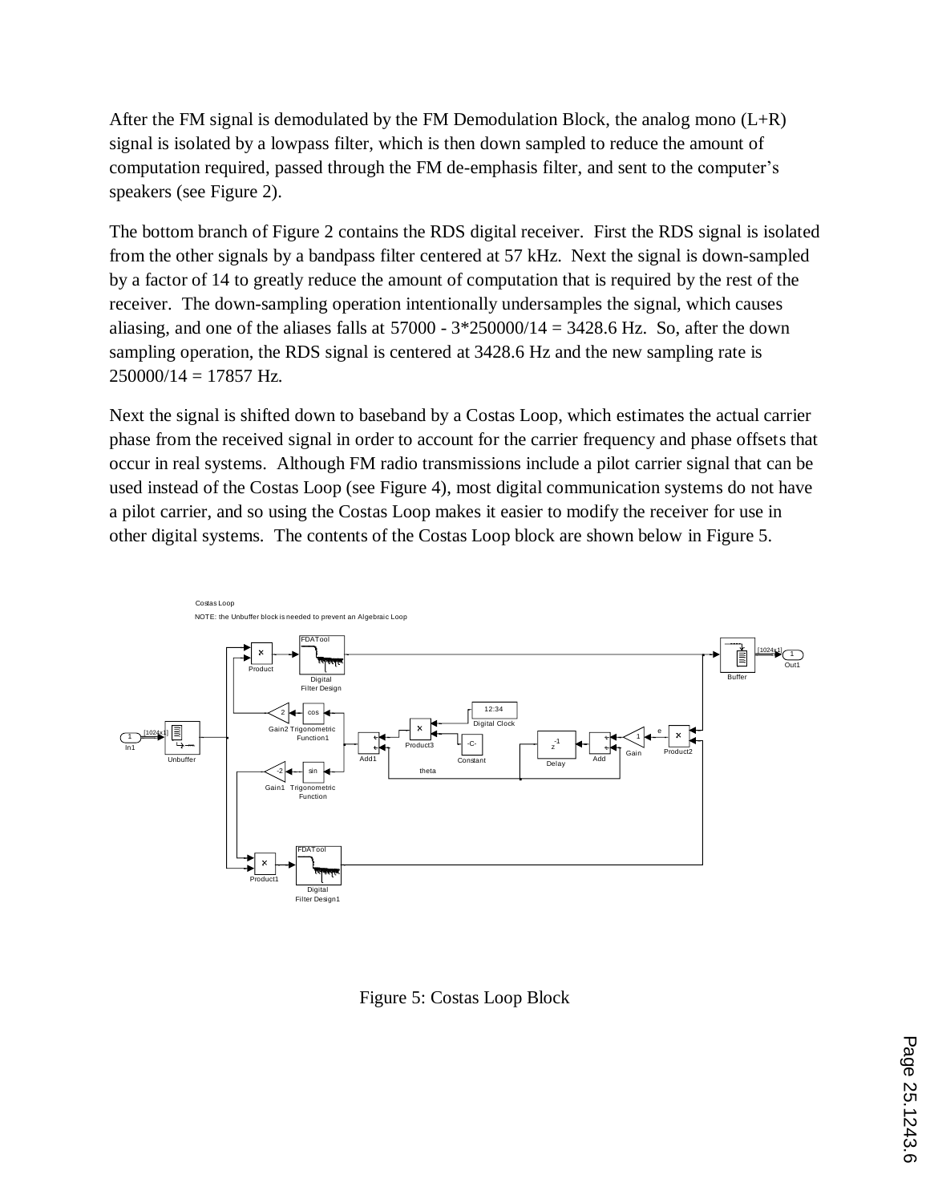After the FM signal is demodulated by the FM Demodulation Block, the analog mono (L+R) signal is isolated by a lowpass filter, which is then down sampled to reduce the amount of computation required, passed through the FM de-emphasis filter, and sent to the computer's speakers (see Figure 2).

The bottom branch of Figure 2 contains the RDS digital receiver. First the RDS signal is isolated from the other signals by a bandpass filter centered at 57 kHz. Next the signal is down-sampled by a factor of 14 to greatly reduce the amount of computation that is required by the rest of the receiver. The down-sampling operation intentionally undersamples the signal, which causes aliasing, and one of the aliases falls at 57000 - 3*250000/14 = 3428.6 Hz. So, after the down sampling operation, the RDS signal is centered at 3428.6 Hz and the new sampling rate is 250000/14 = 17857 Hz.

Next the signal is shifted down to baseband by a Costas Loop, which estimates the actual carrier phase from the received signal in order to account for the carrier frequency and phase offsets that occur in real systems. Although FM radio transmissions include a pilot carrier signal that can be used instead of the Costas Loop (see Figure 4), most digital communication systems do not have a pilot carrier, and so using the Costas Loop makes it easier to modify the receiver for use in other digital systems. The contents of the Costas Loop block are shown below in Figure 5.

Figure 5: Costas Loop Block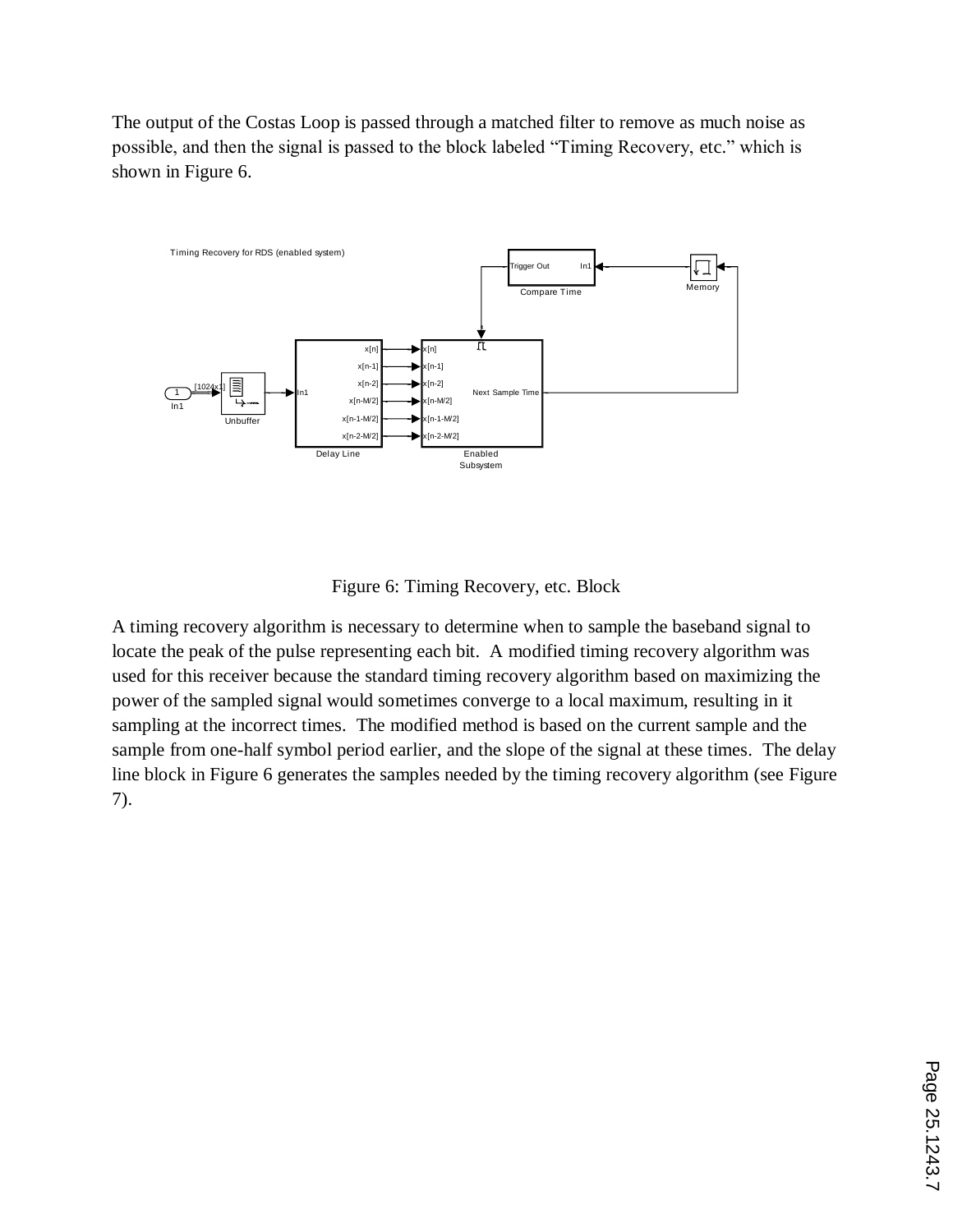The output of the Costas Loop is passed through a matched filter to remove as much noise as possible, and then the signal is passed to the block labeled "Timing Recovery, etc." which is shown in Figure 6.

Figure 6: Timing Recovery, etc. Block

A timing recovery algorithm is necessary to determine when to sample the baseband signal to locate the peak of the pulse representing each bit. A modified timing recovery algorithm was used for this receiver because the standard timing recovery algorithm based on maximizing the power of the sampled signal would sometimes converge to a local maximum, resulting in it sampling at the incorrect times. The modified method is based on the current sample and the sample from one-half symbol period earlier, and the slope of the signal at these times. The delay line block in Figure 6 generates the samples needed by the timing recovery algorithm (see Figure 7).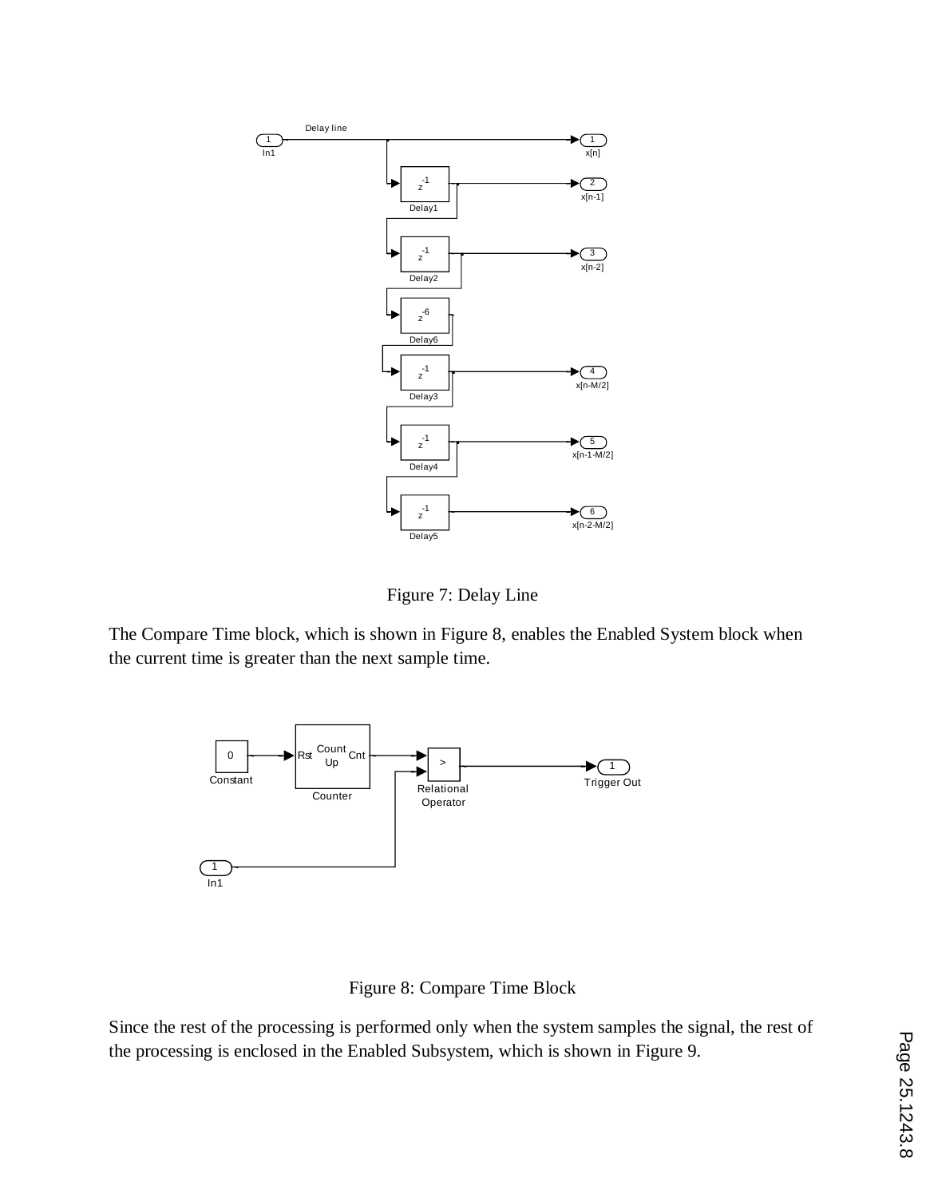Figure 7: Delay Line

The Compare Time block, which is shown in Figure 8, enables the Enabled System block when the current time is greater than the next sample time.

Figure 8: Compare Time Block

Since the rest of the processing is performed only when the system samples the signal, the rest of the processing is enclosed in the Enabled Subsystem, which is shown in Figure 9.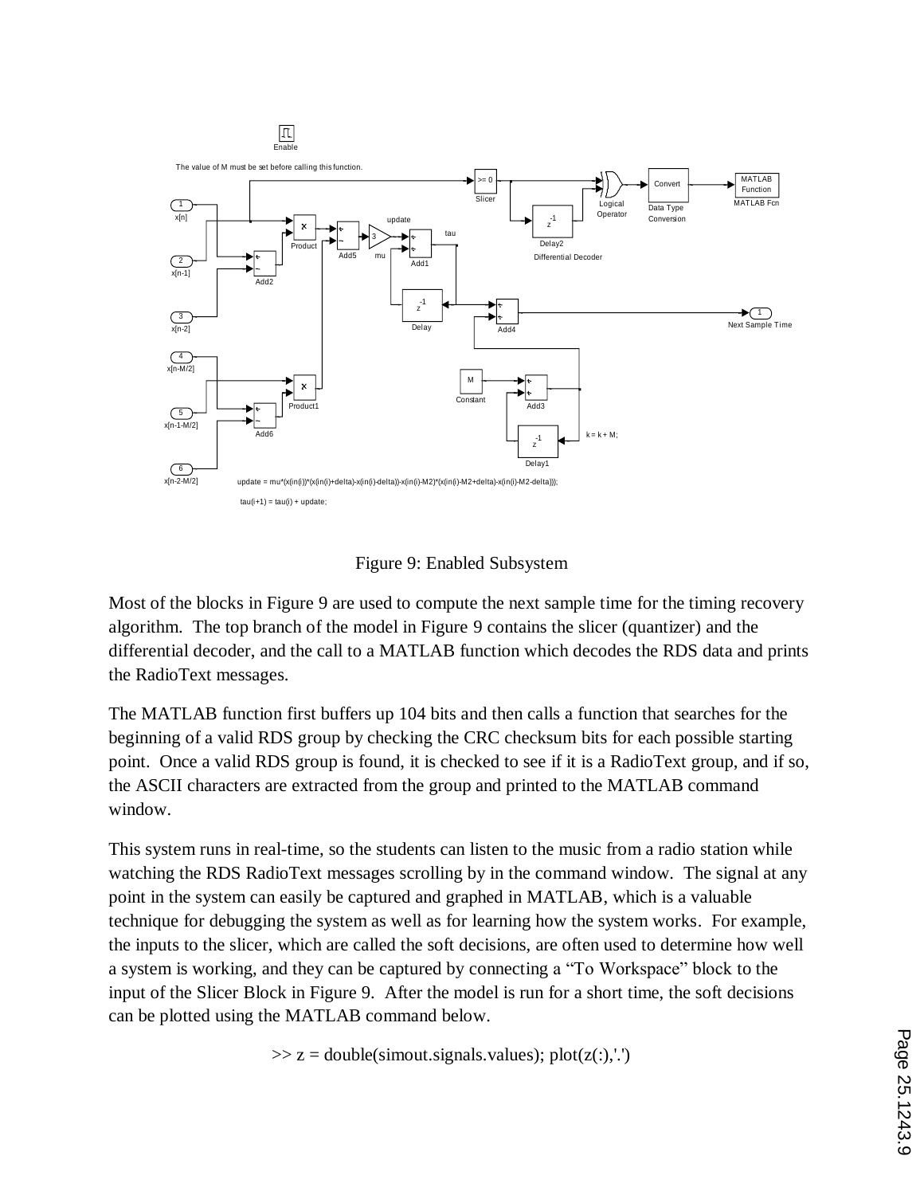Figure 9: Enabled Subsystem

Most of the blocks in Figure 9 are used to compute the next sample time for the timing recovery algorithm. The top branch of the model in Figure 9 contains the slicer (quantizer) and the differential decoder, and the call to a MATLAB function which decodes the RDS data and prints the RadioText messages.

The MATLAB function first buffers up 104 bits and then calls a function that searches for the beginning of a valid RDS group by checking the CRC checksum bits for each possible starting point. Once a valid RDS group is found, it is checked to see if it is a RadioText group, and if so, the ASCII characters are extracted from the group and printed to the MATLAB command window.

This system runs in real-time, so the students can listen to the music from a radio station while watching the RDS RadioText messages scrolling by in the command window. The signal at any point in the system can easily be captured and graphed in MATLAB, which is a valuable technique for debugging the system as well as for learning how the system works. For example, the inputs to the slicer, which are called the soft decisions, are often used to determine how well a system is working, and they can be captured by connecting a "To Workspace" block to the input of the Slicer Block in Figure 9. After the model is run for a short time, the soft decisions can be plotted using the MATLAB command below.

```
>> z = double(simout.signals.values); plot(z(:),'.')
```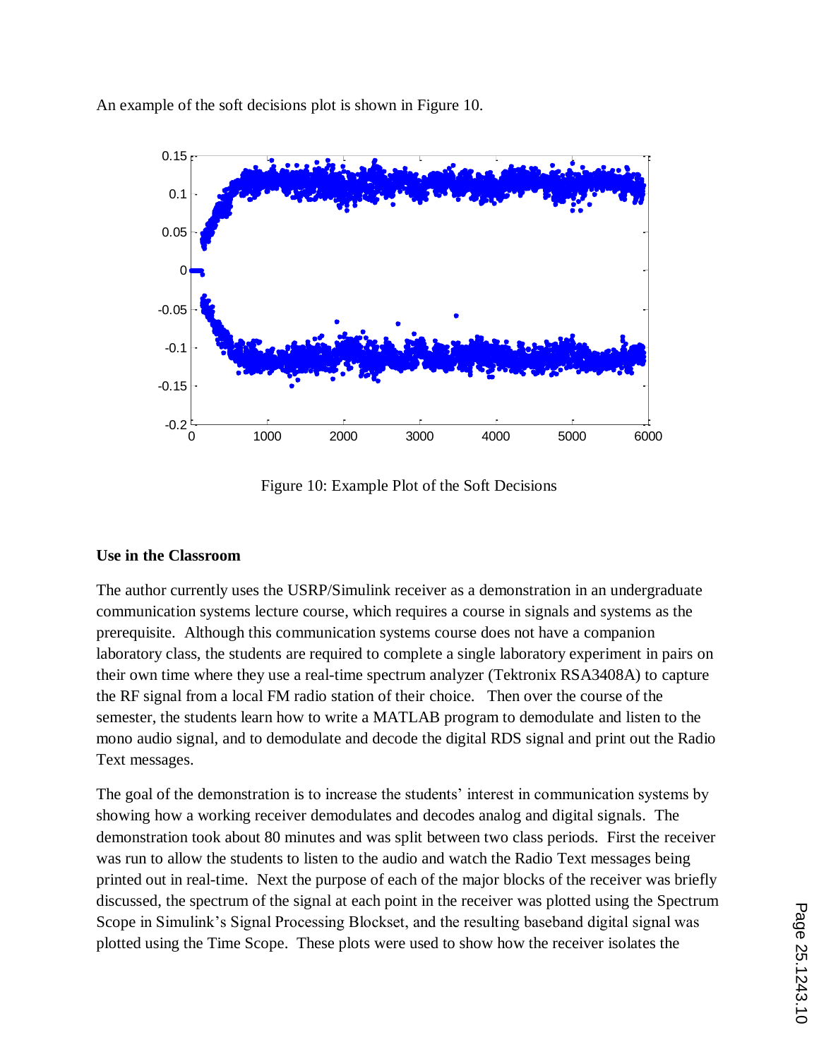An example of the soft decisions plot is shown in Figure 10.

Figure 10: Example Plot of the Soft Decisions

## Use in the Classroom

The author currently uses the USRP/Simulink receiver as a demonstration in an undergraduate communication systems lecture course, which requires a course in signals and systems as the prerequisite. Although this communication systems course does not have a companion laboratory class, the students are required to complete a single laboratory experiment in pairs on their own time where they use a real-time spectrum analyzer (Tektronix RSA3408A) to capture the RF signal from a local FM radio station of their choice. Then over the course of the semester, the students learn how to write a MATLAB program to demodulate and listen to the mono audio signal, and to demodulate and decode the digital RDS signal and print out the Radio Text messages.

The goal of the demonstration is to increase the students' interest in communication systems by showing how a working receiver demodulates and decodes analog and digital signals. The demonstration took about 80 minutes and was split between two class periods. First the receiver was run to allow the students to listen to the audio and watch the Radio Text messages being printed out in real-time. Next the purpose of each of the major blocks of the receiver was briefly discussed, the spectrum of the signal at each point in the receiver was plotted using the Spectrum Scope in Simulink's Signal Processing Blockset, and the resulting baseband digital signal was plotted using the Time Scope. These plots were used to show how the receiver isolates the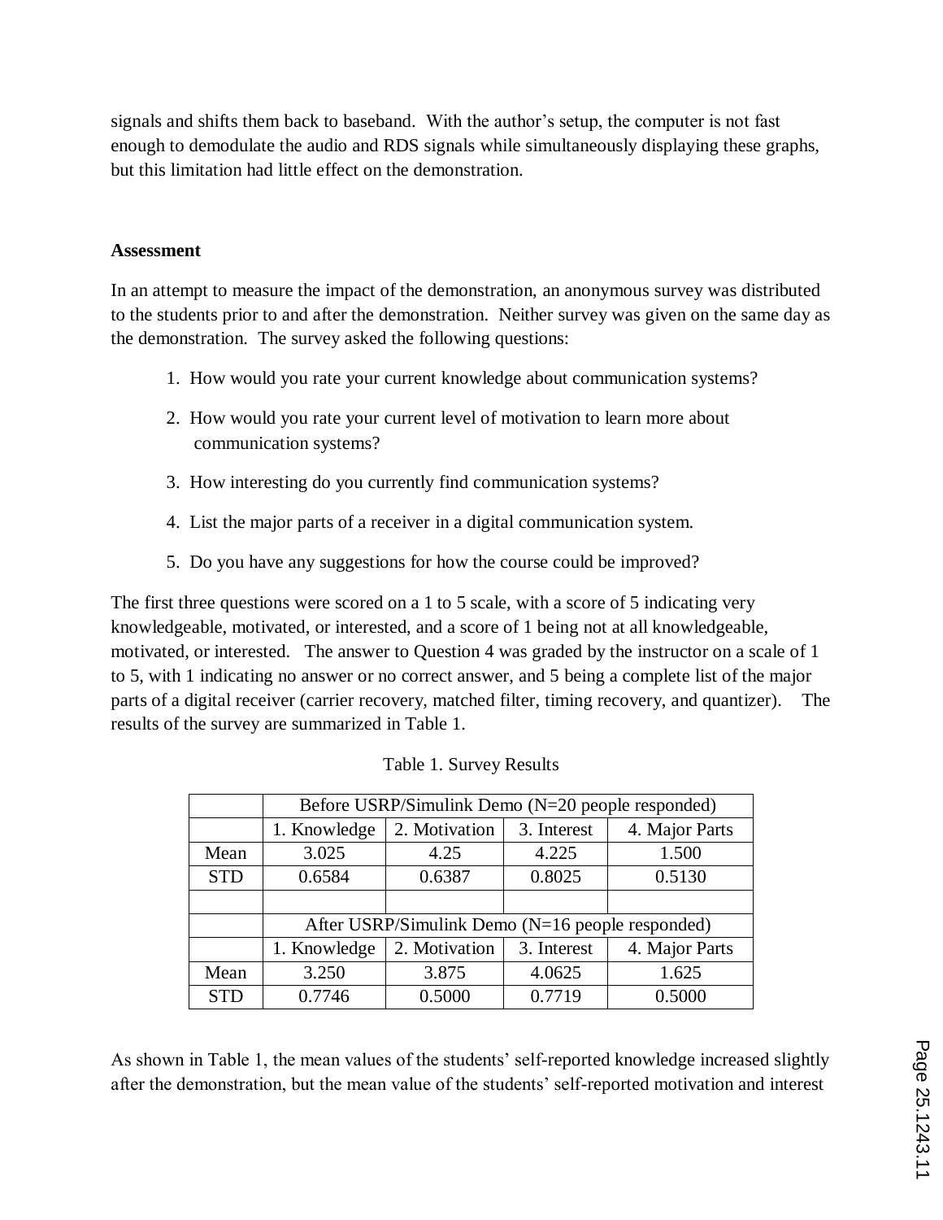signals and shifts them back to baseband. With the author's setup, the computer is not fast enough to demodulate the audio and RDS signals while simultaneously displaying these graphs, but this limitation had little effect on the demonstration.

## Assessment

In an attempt to measure the impact of the demonstration, an anonymous survey was distributed to the students prior to and after the demonstration. Neither survey was given on the same day as the demonstration. The survey asked the following questions:

1. How would you rate your current knowledge about communication systems?
2. How would you rate your current level of motivation to learn more about communication systems?
3. How interesting do you currently find communication systems?
4. List the major parts of a receiver in a digital communication system.
5. Do you have any suggestions for how the course could be improved?

The first three questions were scored on a 1 to 5 scale, with a score of 5 indicating very knowledgeable, motivated, or interested, and a score of 1 being not at all knowledgeable, motivated, or interested. The answer to Question 4 was graded by the instructor on a scale of 1 to 5, with 1 indicating no answer or no correct answer, and 5 being a complete list of the major parts of a digital receiver (carrier recovery, matched filter, timing recovery, and quantizer). The results of the survey are summarized in Table 1.

Table 1. Survey Results

| | Before USRP/Simulink Demo (N=20 people responded) | | | |
|---|---|---|---|---|
| | 1. Knowledge | 2. Motivation | 3. Interest | 4. Major Parts |
| Mean | 3.025 | 4.25 | 4.225 | 1.500 |
| STD | 0.6584 | 0.6387 | 0.8025 | 0.5130 |
| | | | | |
| | After USRP/Simulink Demo (N=16 people responded) | | | |
| | 1. Knowledge | 2. Motivation | 3. Interest | 4. Major Parts |
| Mean | 3.250 | 3.875 | 4.0625 | 1.625 |
| STD | 0.7746 | 0.5000 | 0.7719 | 0.5000 |

As shown in Table 1, the mean values of the students' self-reported knowledge increased slightly after the demonstration, but the mean value of the students' self-reported motivation and interest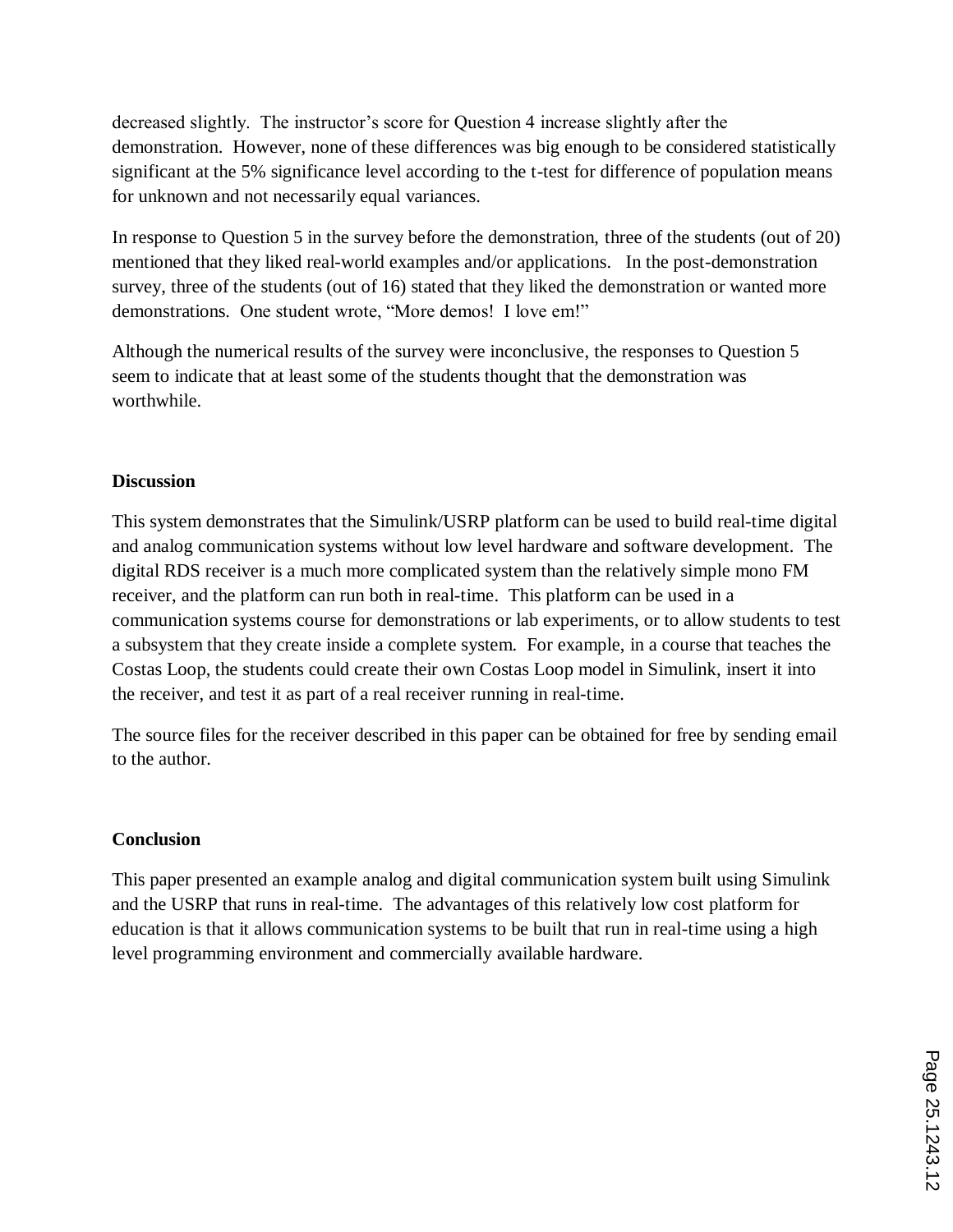decreased slightly. The instructor's score for Question 4 increase slightly after the demonstration. However, none of these differences was big enough to be considered statistically significant at the 5% significance level according to the t-test for difference of population means for unknown and not necessarily equal variances.

In response to Question 5 in the survey before the demonstration, three of the students (out of 20) mentioned that they liked real-world examples and/or applications. In the post-demonstration survey, three of the students (out of 16) stated that they liked the demonstration or wanted more demonstrations. One student wrote, "More demos! I love em!"

Although the numerical results of the survey were inconclusive, the responses to Question 5 seem to indicate that at least some of the students thought that the demonstration was worthwhile.

**Discussion**

This system demonstrates that the Simulink/USRP platform can be used to build real-time digital and analog communication systems without low level hardware and software development. The digital RDS receiver is a much more complicated system than the relatively simple mono FM receiver, and the platform can run both in real-time. This platform can be used in a communication systems course for demonstrations or lab experiments, or to allow students to test a subsystem that they create inside a complete system. For example, in a course that teaches the Costas Loop, the students could create their own Costas Loop model in Simulink, insert it into the receiver, and test it as part of a real receiver running in real-time.

The source files for the receiver described in this paper can be obtained for free by sending email to the author.

**Conclusion**

This paper presented an example analog and digital communication system built using Simulink and the USRP that runs in real-time. The advantages of this relatively low cost platform for education is that it allows communication systems to be built that run in real-time using a high level programming environment and commercially available hardware.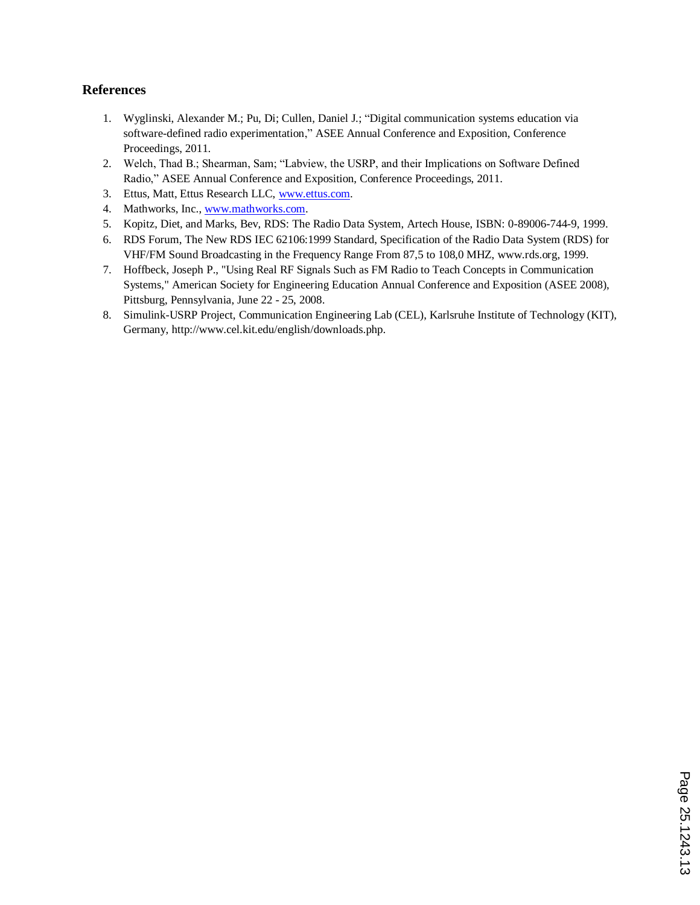## References

1. Wyglinski, Alexander M.; Pu, Di; Cullen, Daniel J.; “Digital communication systems education via software-defined radio experimentation,” ASEE Annual Conference and Exposition, Conference Proceedings, 2011.
2. Welch, Thad B.; Shearman, Sam; “Labview, the USRP, and their Implications on Software Defined Radio,” ASEE Annual Conference and Exposition, Conference Proceedings, 2011.
3. Ettus, Matt, Ettus Research LLC, www.ettus.com.
4. Mathworks, Inc., www.mathworks.com.
5. Kopitz, Diet, and Marks, Bev, RDS: The Radio Data System, Artech House, ISBN: 0-89006-744-9, 1999.
6. RDS Forum, The New RDS IEC 62106:1999 Standard, Specification of the Radio Data System (RDS) for VHF/FM Sound Broadcasting in the Frequency Range From 87,5 to 108,0 MHZ, www.rds.org, 1999.
7. Hoffbeck, Joseph P., "Using Real RF Signals Such as FM Radio to Teach Concepts in Communication Systems," American Society for Engineering Education Annual Conference and Exposition (ASEE 2008), Pittsburg, Pennsylvania, June 22 - 25, 2008.
8. Simulink-USRP Project, Communication Engineering Lab (CEL), Karlsruhe Institute of Technology (KIT), Germany, http://www.cel.kit.edu/english/downloads.php.